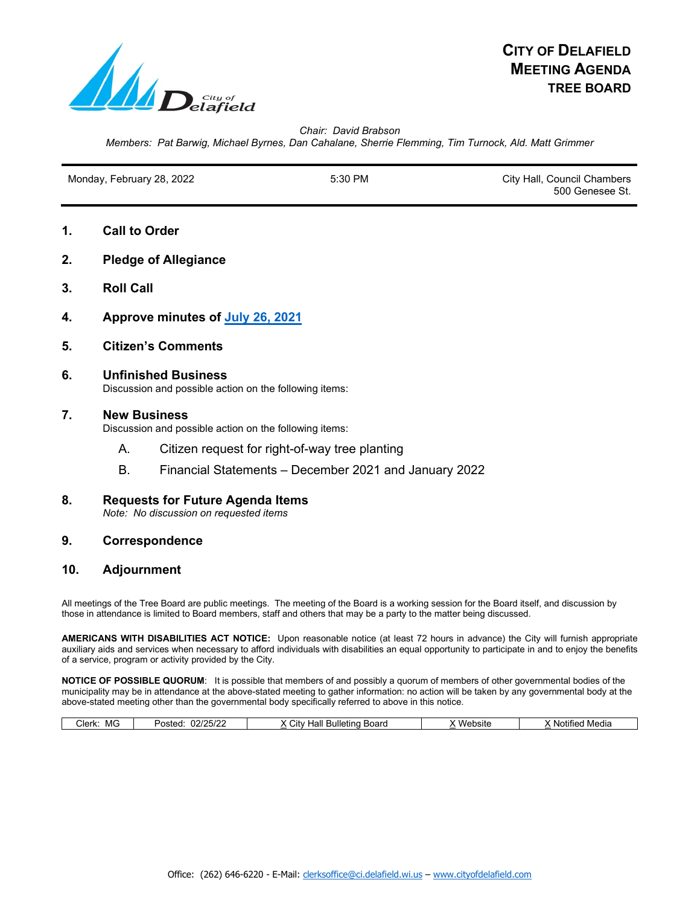# City of Delafield Meeting Agenda
## TREE BOARD

*Chair: David Brabson*

*Members: Pat Barwig, Michael Byrnes, Dan Cahalane, Sherrie Flemming, Tim Turnock, Ald. Matt Grimmer*

| Monday, February 28, 2022 | 5:30 PM | City Hall, Council Chambers 500 Genesee St. |
|---|---|---|

1. **Call to Order**

2. **Pledge of Allegiance**

3. **Roll Call**

4. **Approve minutes of July 26, 2021**

5. **Citizen's Comments**

6. **Unfinished Business**
   Discussion and possible action on the following items:

7. **New Business**
   Discussion and possible action on the following items:

   A. Citizen request for right-of-way tree planting

   B. Financial Statements – December 2021 and January 2022

8. **Requests for Future Agenda Items**
   *Note: No discussion on requested items*

9. **Correspondence**

10. **Adjournment**

All meetings of the Tree Board are public meetings. The meeting of the Board is a working session for the Board itself, and discussion by those in attendance is limited to Board members, staff and others that may be a party to the matter being discussed.

**AMERICANS WITH DISABILITIES ACT NOTICE:** Upon reasonable notice (at least 72 hours in advance) the City will furnish appropriate auxiliary aids and services when necessary to afford individuals with disabilities an equal opportunity to participate in and to enjoy the benefits of a service, program or activity provided by the City.

**NOTICE OF POSSIBLE QUORUM**: It is possible that members of and possibly a quorum of members of other governmental bodies of the municipality may be in attendance at the above-stated meeting to gather information: no action will be taken by any governmental body at the above-stated meeting other than the governmental body specifically referred to above in this notice.

| Clerk: MG | Posted: 02/25/22 | X City Hall Bulleting Board | X Website | X Notified Media |
|---|---|---|---|---|

Office: (262) 646-6220 - E-Mail: clerksoffice@ci.delafield.wi.us – www.cityofdelafield.com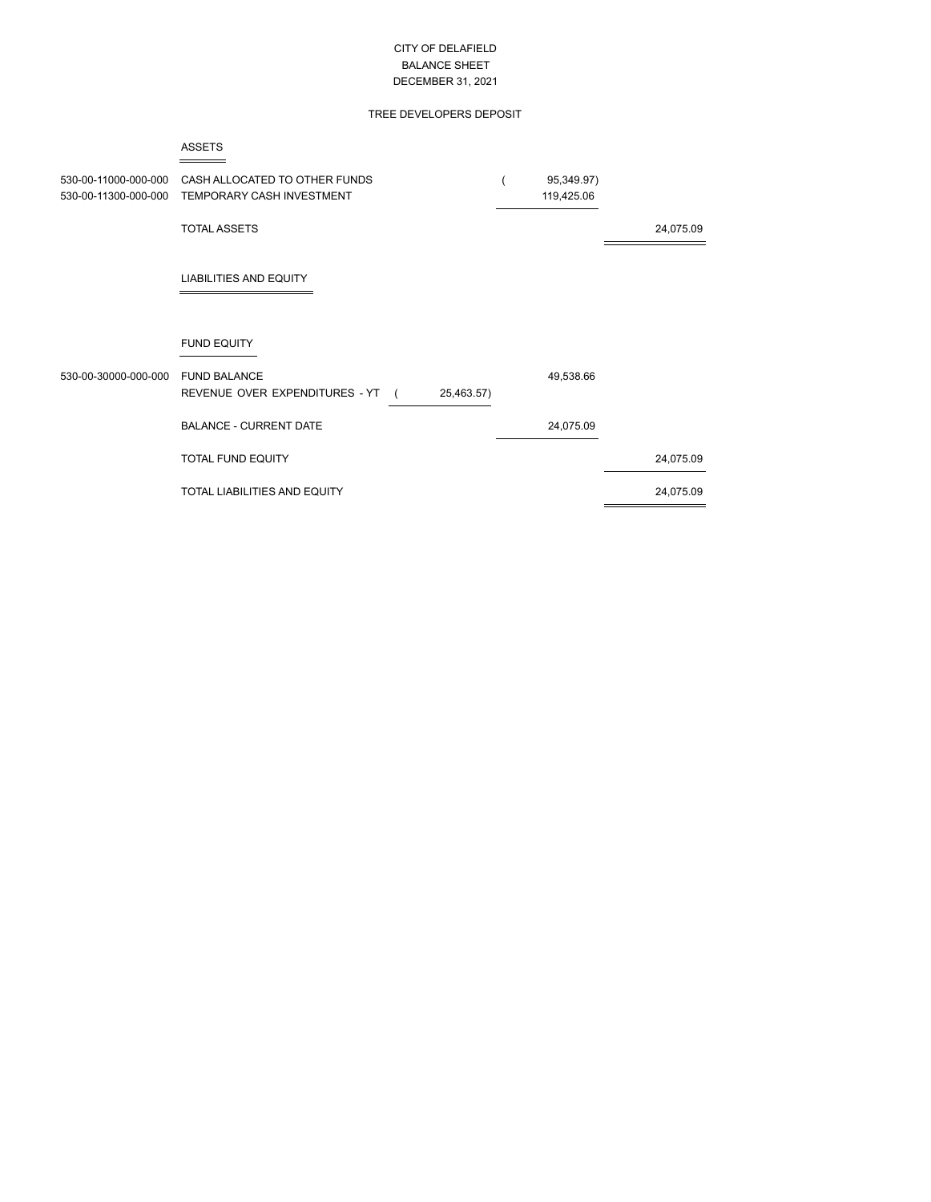# CITY OF DELAFIELD
## BALANCE SHEET
### DECEMBER 31, 2021

#### TREE DEVELOPERS DEPOSIT

**ASSETS**

| Account | Description | | | |
|---|---|---|---|---|
| 530-00-11000-000-000 | CASH ALLOCATED TO OTHER FUNDS | | ( 95,349.97) | |
| 530-00-11300-000-000 | TEMPORARY CASH INVESTMENT | | 119,425.06 | |
| | TOTAL ASSETS | | | 24,075.09 |

**LIABILITIES AND EQUITY**

**FUND EQUITY**

| Account | Description | | | |
|---|---|---|---|---|
| 530-00-30000-000-000 | FUND BALANCE | | 49,538.66 | |
| | REVENUE OVER EXPENDITURES - YT | ( 25,463.57) | | |
| | BALANCE - CURRENT DATE | | 24,075.09 | |
| | TOTAL FUND EQUITY | | | 24,075.09 |
| | TOTAL LIABILITIES AND EQUITY | | | 24,075.09 |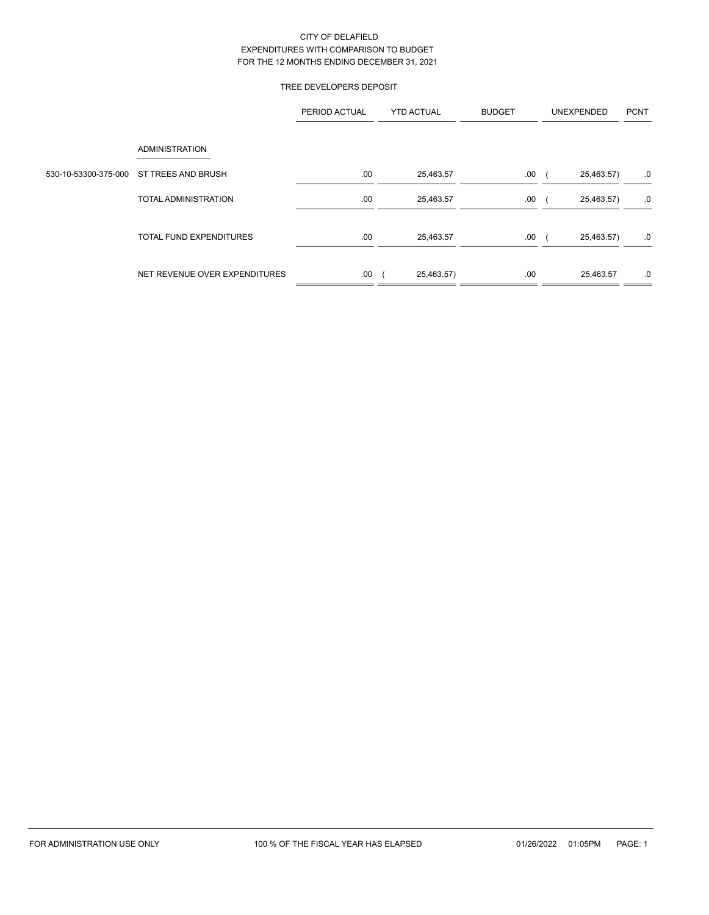CITY OF DELAFIELD
EXPENDITURES WITH COMPARISON TO BUDGET
FOR THE 12 MONTHS ENDING DECEMBER 31, 2021

TREE DEVELOPERS DEPOSIT

| | | PERIOD ACTUAL | YTD ACTUAL | BUDGET | UNEXPENDED | PCNT |
|---|---|---|---|---|---|---|
| | ADMINISTRATION | | | | | |
| 530-10-53300-375-000 | ST TREES AND BRUSH | .00 | 25,463.57 | .00 | ( 25,463.57) | .0 |
| | TOTAL ADMINISTRATION | .00 | 25,463.57 | .00 | ( 25,463.57) | .0 |
| | TOTAL FUND EXPENDITURES | .00 | 25,463.57 | .00 | ( 25,463.57) | .0 |
| | NET REVENUE OVER EXPENDITURES | .00 | ( 25,463.57) | .00 | 25,463.57 | .0 |

FOR ADMINISTRATION USE ONLY 100 % OF THE FISCAL YEAR HAS ELAPSED 01/26/2022 01:05PM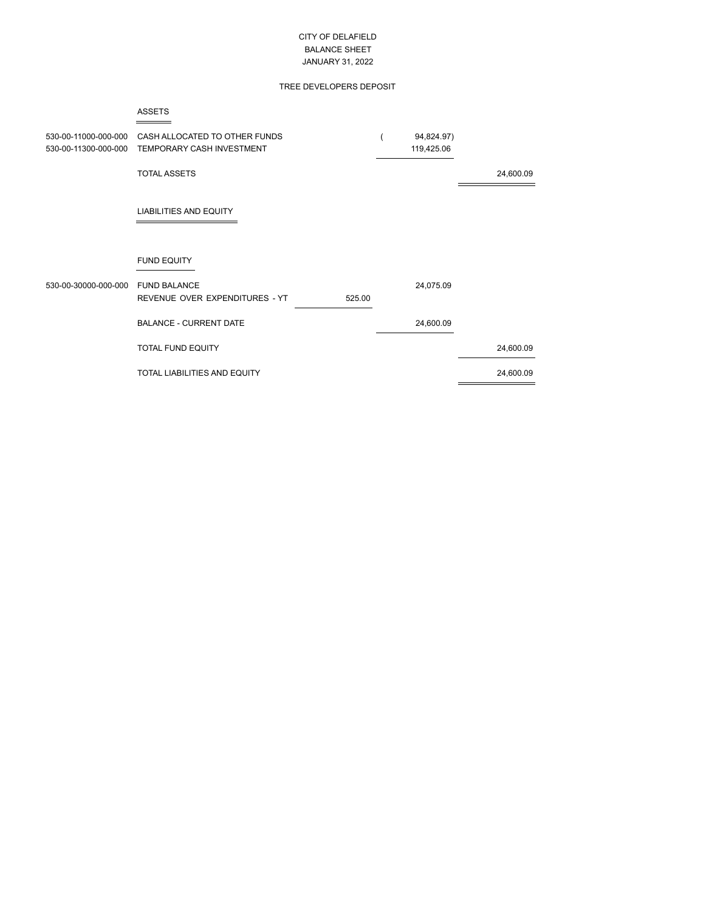CITY OF DELAFIELD
BALANCE SHEET
JANUARY 31, 2022

TREE DEVELOPERS DEPOSIT

| Account | Description | | | |
|---|---|---|---|---|
| | **ASSETS** | | | |
| 530-00-11000-000-000 | CASH ALLOCATED TO OTHER FUNDS | | ( 94,824.97) | |
| 530-00-11300-000-000 | TEMPORARY CASH INVESTMENT | | 119,425.06 | |
| | TOTAL ASSETS | | | 24,600.09 |
| | **LIABILITIES AND EQUITY** | | | |
| | **FUND EQUITY** | | | |
| 530-00-30000-000-000 | FUND BALANCE | | 24,075.09 | |
| | REVENUE OVER EXPENDITURES - YT | 525.00 | | |
| | BALANCE - CURRENT DATE | | 24,600.09 | |
| | TOTAL FUND EQUITY | | | 24,600.09 |
| | TOTAL LIABILITIES AND EQUITY | | | 24,600.09 |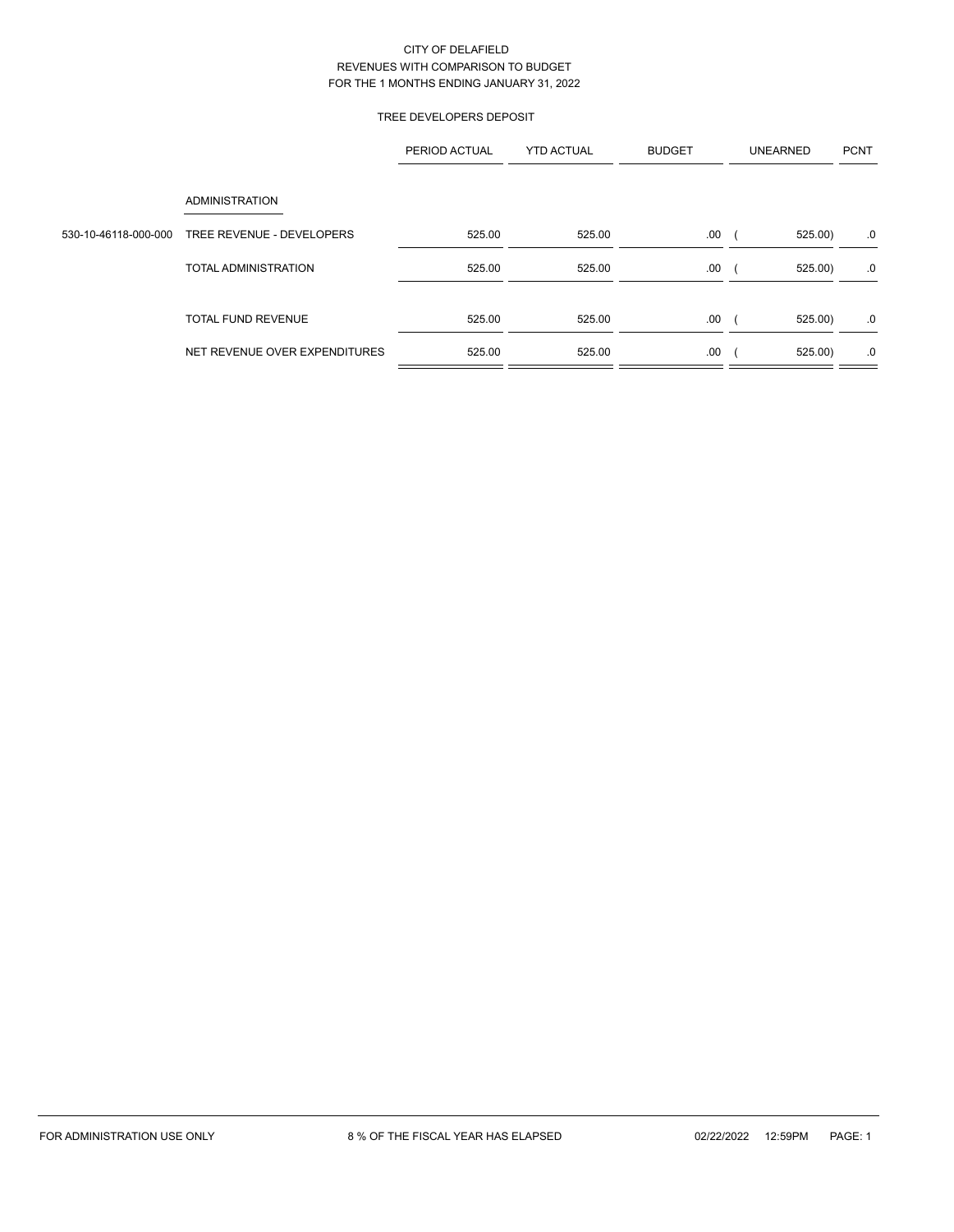CITY OF DELAFIELD
REVENUES WITH COMPARISON TO BUDGET
FOR THE 1 MONTHS ENDING JANUARY 31, 2022

TREE DEVELOPERS DEPOSIT

| | | PERIOD ACTUAL | YTD ACTUAL | BUDGET | UNEARNED | PCNT |
|---|---|---|---|---|---|---|
| | ADMINISTRATION | | | | | |
| 530-10-46118-000-000 | TREE REVENUE - DEVELOPERS | 525.00 | 525.00 | .00 | ( 525.00) | .0 |
| | TOTAL ADMINISTRATION | 525.00 | 525.00 | .00 | ( 525.00) | .0 |
| | TOTAL FUND REVENUE | 525.00 | 525.00 | .00 | ( 525.00) | .0 |
| | NET REVENUE OVER EXPENDITURES | 525.00 | 525.00 | .00 | ( 525.00) | .0 |

FOR ADMINISTRATION USE ONLY 8 % OF THE FISCAL YEAR HAS ELAPSED 02/22/2022 12:59PM